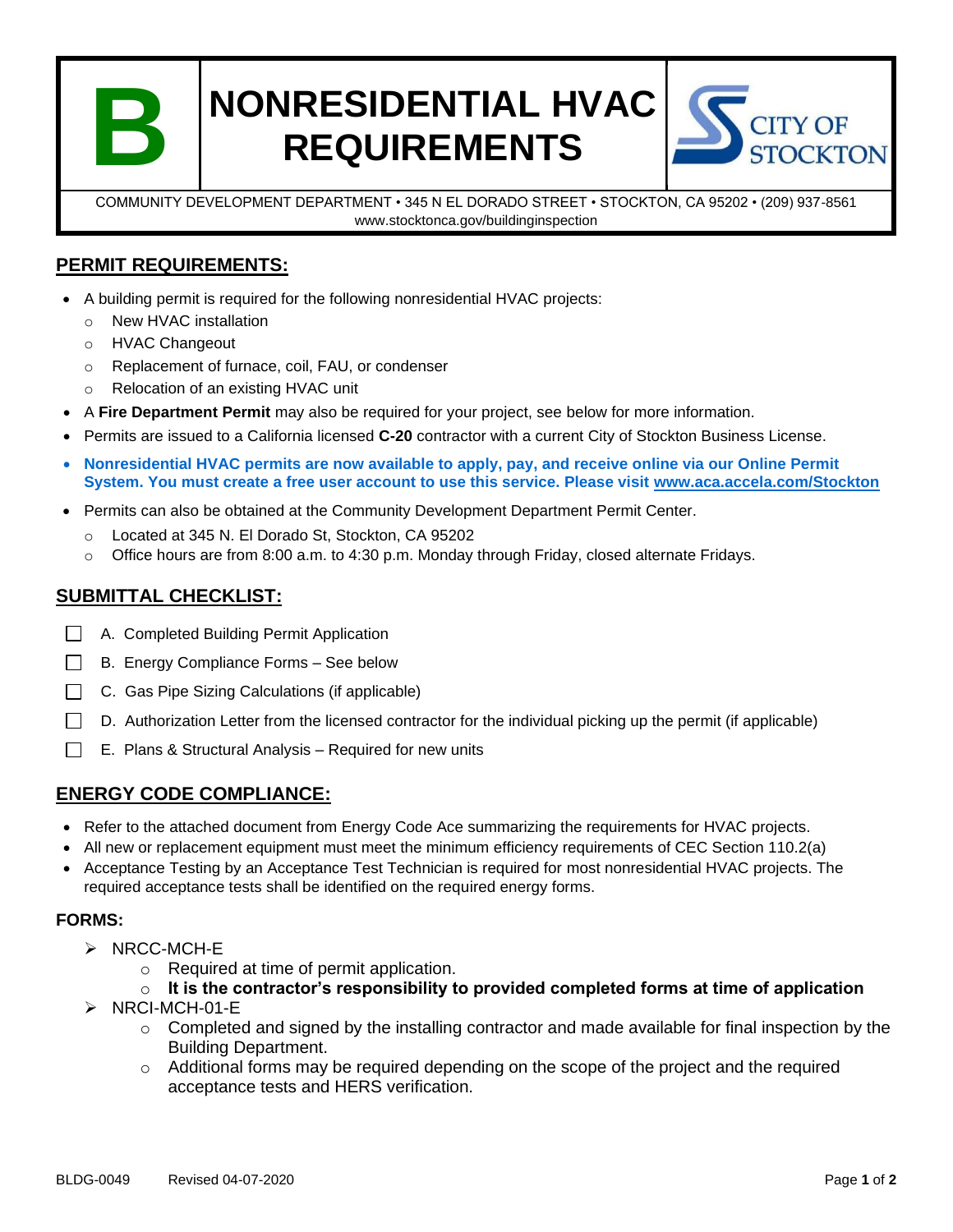# B NONRESIDENTIAL HVAC REQUIREMENTS

CITY OF STOCKTON

COMMUNITY DEVELOPMENT DEPARTMENT • 345 N EL DORADO STREET • STOCKTON, CA 95202 • (209) 937-8561
www.stocktonca.gov/buildinginspection

## PERMIT REQUIREMENTS:

- A building permit is required for the following nonresidential HVAC projects:
  - New HVAC installation
  - HVAC Changeout
  - Replacement of furnace, coil, FAU, or condenser
  - Relocation of an existing HVAC unit
- A **Fire Department Permit** may also be required for your project, see below for more information.
- Permits are issued to a California licensed **C-20** contractor with a current City of Stockton Business License.
- **Nonresidential HVAC permits are now available to apply, pay, and receive online via our Online Permit System. You must create a free user account to use this service. Please visit www.aca.accela.com/Stockton**
- Permits can also be obtained at the Community Development Department Permit Center.
  - Located at 345 N. El Dorado St, Stockton, CA 95202
  - Office hours are from 8:00 a.m. to 4:30 p.m. Monday through Friday, closed alternate Fridays.

## SUBMITTAL CHECKLIST:

- ☐ A. Completed Building Permit Application
- ☐ B. Energy Compliance Forms – See below
- ☐ C. Gas Pipe Sizing Calculations (if applicable)
- ☐ D. Authorization Letter from the licensed contractor for the individual picking up the permit (if applicable)
- ☐ E. Plans & Structural Analysis – Required for new units

## ENERGY CODE COMPLIANCE:

- Refer to the attached document from Energy Code Ace summarizing the requirements for HVAC projects.
- All new or replacement equipment must meet the minimum efficiency requirements of CEC Section 110.2(a)
- Acceptance Testing by an Acceptance Test Technician is required for most nonresidential HVAC projects. The required acceptance tests shall be identified on the required energy forms.

### FORMS:

- NRCC-MCH-E
  - Required at time of permit application.
  - **It is the contractor's responsibility to provided completed forms at time of application**
- NRCI-MCH-01-E
  - Completed and signed by the installing contractor and made available for final inspection by the Building Department.
  - Additional forms may be required depending on the scope of the project and the required acceptance tests and HERS verification.

BLDG-0049 Revised 04-07-2020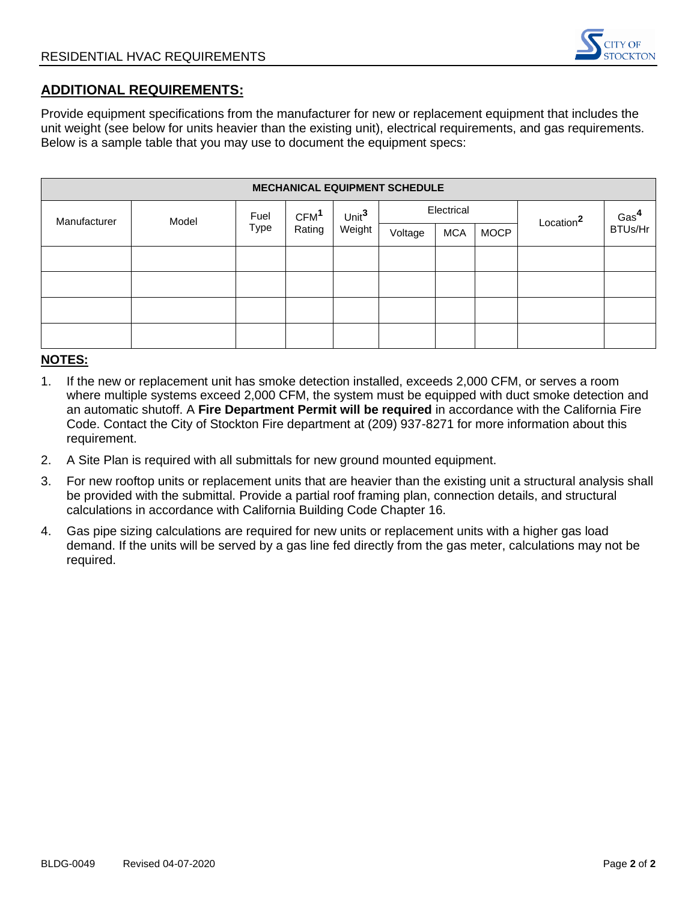## ADDITIONAL REQUIREMENTS:

Provide equipment specifications from the manufacturer for new or replacement equipment that includes the unit weight (see below for units heavier than the existing unit), electrical requirements, and gas requirements. Below is a sample table that you may use to document the equipment specs:

| MECHANICAL EQUIPMENT SCHEDULE | | | | | | | | | |
|---|---|---|---|---|---|---|---|---|---|
| Manufacturer | Model | Fuel Type | CFM[1] Rating | Unit[3] Weight | Electrical | | | Location[2] | Gas[4] BTUs/Hr |
| | | | | | Voltage | MCA | MOCP | | |
| | | | | | | | | | |
| | | | | | | | | | |
| | | | | | | | | | |
| | | | | | | | | | |

**NOTES:**

1. If the new or replacement unit has smoke detection installed, exceeds 2,000 CFM, or serves a room where multiple systems exceed 2,000 CFM, the system must be equipped with duct smoke detection and an automatic shutoff. A **Fire Department Permit will be required** in accordance with the California Fire Code. Contact the City of Stockton Fire department at (209) 937-8271 for more information about this requirement.
2. A Site Plan is required with all submittals for new ground mounted equipment.
3. For new rooftop units or replacement units that are heavier than the existing unit a structural analysis shall be provided with the submittal. Provide a partial roof framing plan, connection details, and structural calculations in accordance with California Building Code Chapter 16.
4. Gas pipe sizing calculations are required for new units or replacement units with a higher gas load demand. If the units will be served by a gas line fed directly from the gas meter, calculations may not be required.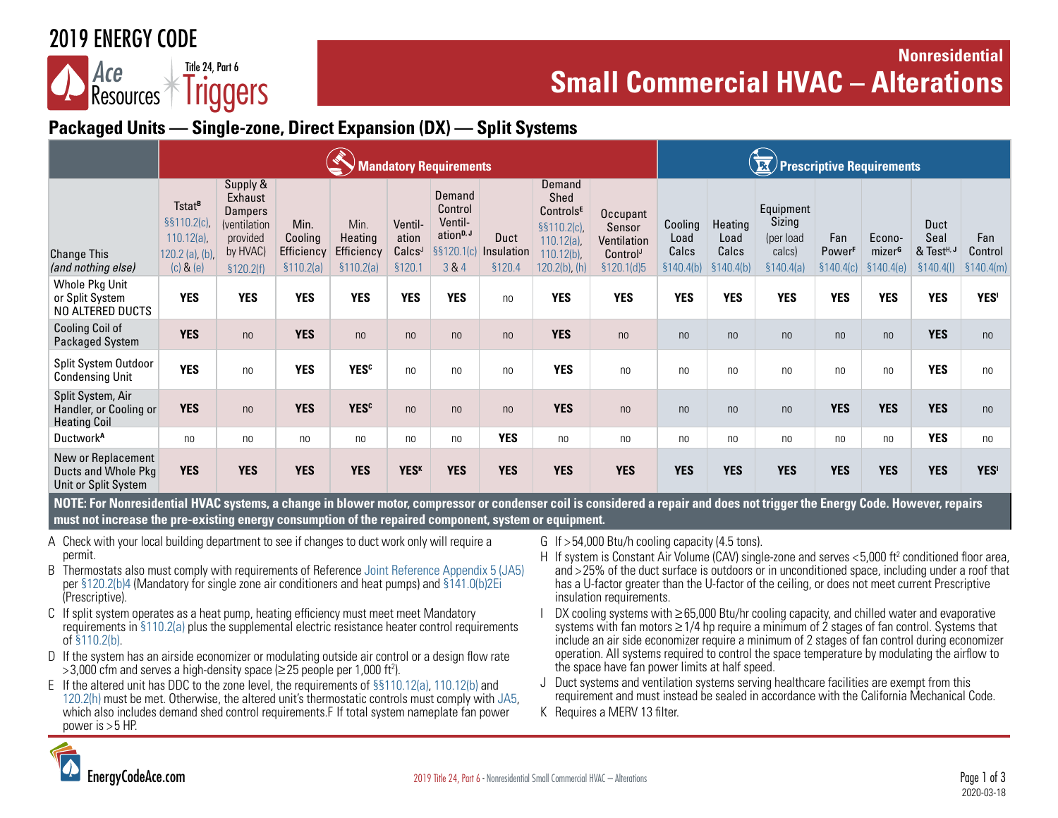# 2019 ENERGY CODE

Ace Resources Title 24, Part 6 Triggers

## Nonresidential

# Small Commercial HVAC – Alterations

## Packaged Units — Single-zone, Direct Expansion (DX) — Split Systems

| | Mandatory Requirements | | | | | | | | | Prescriptive Requirements | | | | | | |
|---|---|---|---|---|---|---|---|---|---|---|---|---|---|---|---|---|
| Change This *(and nothing else)* | Tstat[B] §§110.2(c), 110.12(a), 120.2 (a), (b), (c) & (e) | Supply & Exhaust Dampers (ventilation provided by HVAC) §120.2(f) | Min. Cooling Efficiency §110.2(a) | Min. Heating Efficiency §110.2(a) | Ventil-ation Calcs[J] §120.1 | Demand Control Ventil-ation[D, J] §§120.1(c) 3 & 4 | Duct Insulation §120.4 | Demand Shed Controls[E] §§110.2(c), 110.12(a), 110.12(b), 120.2(b), (h) | Occupant Sensor Ventilation Control[J] §120.1(d)5 | Cooling Load Calcs §140.4(b) | Heating Load Calcs §140.4(b) | Equipment Sizing (per load calcs) §140.4(a) | Fan Power[F] §140.4(c) | Econo-mizer[G] §140.4(e) | Duct Seal & Test[H, J] §140.4(l) | Fan Control §140.4(m) |
| Whole Pkg Unit or Split System NO ALTERED DUCTS | **YES** | **YES** | **YES** | **YES** | **YES** | **YES** | no | **YES** | **YES** | **YES** | **YES** | **YES** | **YES** | **YES** | **YES** | **YES**[I] |
| Cooling Coil of Packaged System | **YES** | no | **YES** | no | no | no | no | **YES** | no | no | no | no | no | no | **YES** | no |
| Split System Outdoor Condensing Unit | **YES** | no | **YES** | **YES**[C] | no | no | no | **YES** | no | no | no | no | no | no | **YES** | no |
| Split System, Air Handler, or Cooling or Heating Coil | **YES** | no | **YES** | **YES**[C] | no | no | no | **YES** | no | no | no | no | **YES** | **YES** | **YES** | no |
| Ductwork[A] | no | no | no | no | no | no | **YES** | no | no | no | no | no | no | no | **YES** | no |
| New or Replacement Ducts and Whole Pkg Unit or Split System | **YES** | **YES** | **YES** | **YES** | **YES**[K] | **YES** | **YES** | **YES** | **YES** | **YES** | **YES** | **YES** | **YES** | **YES** | **YES** | **YES**[I] |

**NOTE: For Nonresidential HVAC systems, a change in blower motor, compressor or condenser coil is considered a repair and does not trigger the Energy Code. However, repairs must not increase the pre-existing energy consumption of the repaired component, system or equipment.**

A Check with your local building department to see if changes to duct work only will require a permit.

B Thermostats also must comply with requirements of Reference Joint Reference Appendix 5 (JA5) per §120.2(b)4 (Mandatory for single zone air conditioners and heat pumps) and §141.0(b)2Ei (Prescriptive).

C If split system operates as a heat pump, heating efficiency must meet meet Mandatory requirements in §110.2(a) plus the supplemental electric resistance heater control requirements of §110.2(b).

D If the system has an airside economizer or modulating outside air control or a design flow rate >3,000 cfm and serves a high-density space (≥25 people per 1,000 ft²).

E If the altered unit has DDC to the zone level, the requirements of §§110.12(a), 110.12(b) and 120.2(h) must be met. Otherwise, the altered unit's thermostatic controls must comply with JA5, which also includes demand shed control requirements.F If total system nameplate fan power power is >5 HP.

G If >54,000 Btu/h cooling capacity (4.5 tons).

H If system is Constant Air Volume (CAV) single-zone and serves <5,000 ft² conditioned floor area, and >25% of the duct surface is outdoors or in unconditioned space, including under a roof that has a U-factor greater than the U-factor of the ceiling, or does not meet current Prescriptive insulation requirements.

I DX cooling systems with ≥65,000 Btu/hr cooling capacity, and chilled water and evaporative systems with fan motors ≥1/4 hp require a minimum of 2 stages of fan control. Systems that include an air side economizer require a minimum of 2 stages of fan control during economizer operation. All systems required to control the space temperature by modulating the airflow to the space have fan power limits at half speed.

J Duct systems and ventilation systems serving healthcare facilities are exempt from this requirement and must instead be sealed in accordance with the California Mechanical Code.

K Requires a MERV 13 filter.

EnergyCodeAce.com

2019 Title 24, Part 6 - Nonresidential Small Commercial HVAC – Alterations

2020-03-18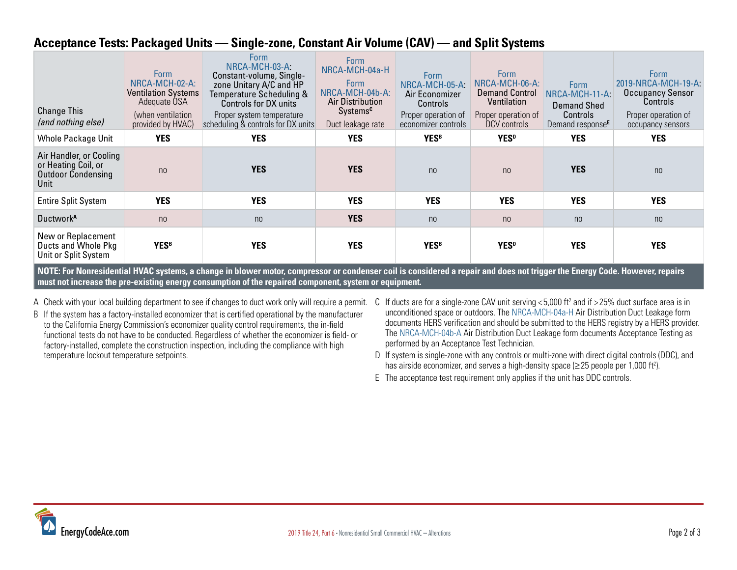## Acceptance Tests: Packaged Units — Single-zone, Constant Air Volume (CAV) — and Split Systems

| Change This *(and nothing else)* | Form NRCA-MCH-02-A: Ventilation Systems Adequate OSA (when ventilation provided by HVAC) | Form NRCA-MCH-03-A: Constant-volume, Single-zone Unitary A/C and HP Temperature Scheduling & Controls for DX units Proper system temperature scheduling & controls for DX units | Form NRCA-MCH-04a-H Form NRCA-MCH-04b-A: Air Distribution Systems[C] Duct leakage rate | Form NRCA-MCH-05-A: Air Economizer Controls Proper operation of economizer controls | Form NRCA-MCH-06-A: Demand Control Ventilation Proper operation of DCV controls | Form NRCA-MCH-11-A: Demand Shed Controls Demand response[E] | Form 2019-NRCA-MCH-19-A: Occupancy Sensor Controls Proper operation of occupancy sensors |
|---|---|---|---|---|---|---|---|
| Whole Package Unit | **YES** | **YES** | **YES** | **YES[B]** | **YES[D]** | **YES** | **YES** |
| Air Handler, or Cooling or Heating Coil, or Outdoor Condensing Unit | no | **YES** | **YES** | no | no | **YES** | no |
| Entire Split System | **YES** | **YES** | **YES** | **YES** | **YES** | **YES** | **YES** |
| Ductwork[A] | no | no | **YES** | no | no | no | no |
| New or Replacement Ducts and Whole Pkg Unit or Split System | **YES[B]** | **YES** | **YES** | **YES[B]** | **YES[D]** | **YES** | **YES** |

**NOTE: For Nonresidential HVAC systems, a change in blower motor, compressor or condenser coil is considered a repair and does not trigger the Energy Code. However, repairs must not increase the pre-existing energy consumption of the repaired component, system or equipment.**

A Check with your local building department to see if changes to duct work only will require a permit.

B If the system has a factory-installed economizer that is certified operational by the manufacturer to the California Energy Commission's economizer quality control requirements, the in-field functional tests do not have to be conducted. Regardless of whether the economizer is field- or factory-installed, complete the construction inspection, including the compliance with high temperature lockout temperature setpoints.

C If ducts are for a single-zone CAV unit serving <5,000 ft² and if >25% duct surface area is in unconditioned space or outdoors. The NRCA-MCH-04a-H Air Distribution Duct Leakage form documents HERS verification and should be submitted to the HERS registry by a HERS provider. The NRCA-MCH-04b-A Air Distribution Duct Leakage form documents Acceptance Testing as performed by an Acceptance Test Technician.

D If system is single-zone with any controls or multi-zone with direct digital controls (DDC), and has airside economizer, and serves a high-density space (≥25 people per 1,000 ft²).

E The acceptance test requirement only applies if the unit has DDC controls.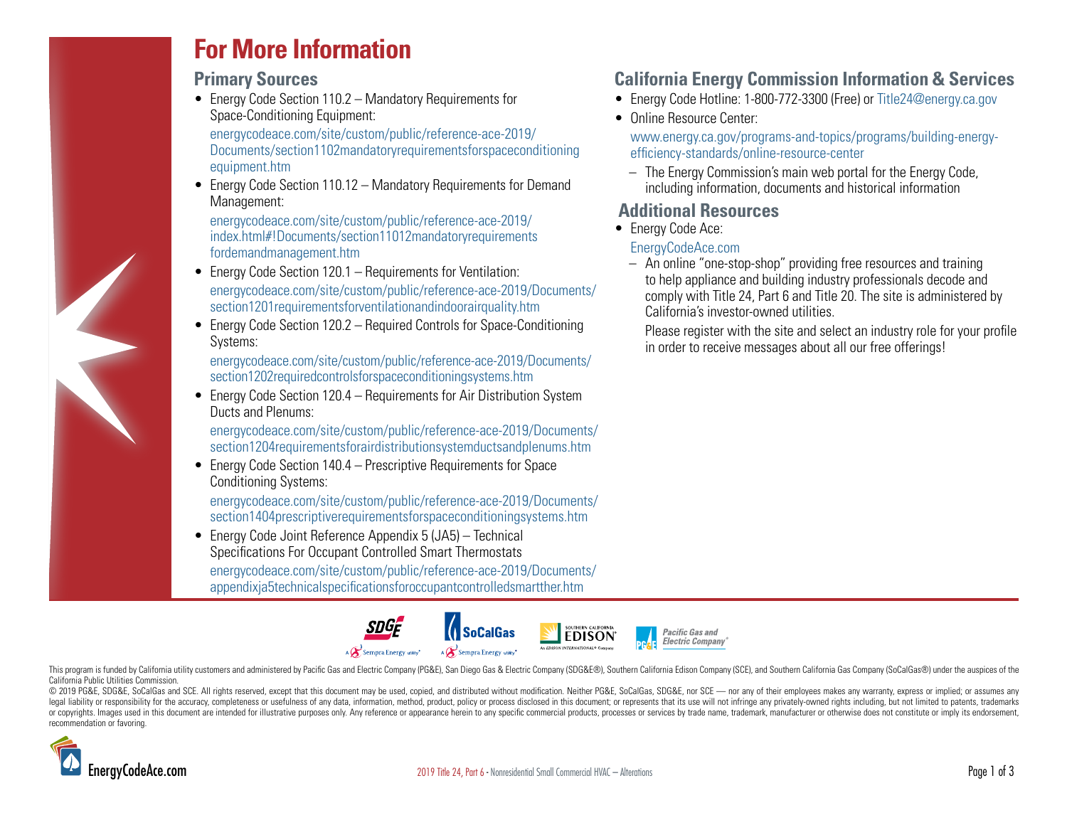# For More Information

## Primary Sources

- Energy Code Section 110.2 – Mandatory Requirements for Space-Conditioning Equipment:

  energycodeace.com/site/custom/public/reference-ace-2019/Documents/section1102mandatoryrequirementsforspaceconditioningequipment.htm

- Energy Code Section 110.12 – Mandatory Requirements for Demand Management:

  energycodeace.com/site/custom/public/reference-ace-2019/index.html#!Documents/section11012mandatoryrequirementsfordemandmanagement.htm

- Energy Code Section 120.1 – Requirements for Ventilation:

  energycodeace.com/site/custom/public/reference-ace-2019/Documents/section1201requirementsforventilationandindoorairquality.htm

- Energy Code Section 120.2 – Required Controls for Space-Conditioning Systems:

  energycodeace.com/site/custom/public/reference-ace-2019/Documents/section1202requiredcontrolsforspaceconditioningsystems.htm

- Energy Code Section 120.4 – Requirements for Air Distribution System Ducts and Plenums:

  energycodeace.com/site/custom/public/reference-ace-2019/Documents/section1204requirementsforairdistributionsystemductsandplenums.htm

- Energy Code Section 140.4 – Prescriptive Requirements for Space Conditioning Systems:

  energycodeace.com/site/custom/public/reference-ace-2019/Documents/section1404prescriptiverequirementsforspaceconditioningsystems.htm

- Energy Code Joint Reference Appendix 5 (JA5) – Technical Specifications For Occupant Controlled Smart Thermostats

  energycodeace.com/site/custom/public/reference-ace-2019/Documents/appendixja5technicalspecificationsforoccupantcontrolledsmartther.htm

## California Energy Commission Information & Services

- Energy Code Hotline: 1-800-772-3300 (Free) or Title24@energy.ca.gov
- Online Resource Center:

  www.energy.ca.gov/programs-and-topics/programs/building-energy-efficiency-standards/online-resource-center

  – The Energy Commission's main web portal for the Energy Code, including information, documents and historical information

## Additional Resources

- Energy Code Ace:

  EnergyCodeAce.com

  – An online "one-stop-shop" providing free resources and training to help appliance and building industry professionals decode and comply with Title 24, Part 6 and Title 20. The site is administered by California's investor-owned utilities.

  Please register with the site and select an industry role for your profile in order to receive messages about all our free offerings!

This program is funded by California utility customers and administered by Pacific Gas and Electric Company (PG&E), San Diego Gas & Electric Company (SDG&E®), Southern California Edison Company (SCE), and Southern California Gas Company (SoCalGas®) under the auspices of the California Public Utilities Commission.

© 2019 PG&E, SDG&E, SoCalGas and SCE. All rights reserved, except that this document may be used, copied, and distributed without modification. Neither PG&E, SoCalGas, SDG&E, nor SCE — nor any of their employees makes any warranty, express or implied; or assumes any legal liability or responsibility for the accuracy, completeness or usefulness of any data, information, method, product, policy or process disclosed in this document; or represents that its use will not infringe any privately-owned rights including, but not limited to, patents, trademarks or copyrights. Images used in this document are intended for illustrative purposes only. Any reference or appearance herein to any specific commercial products, processes or services by trade name, trademark, manufacturer or otherwise does not constitute or imply its endorsement, recommendation or favoring.